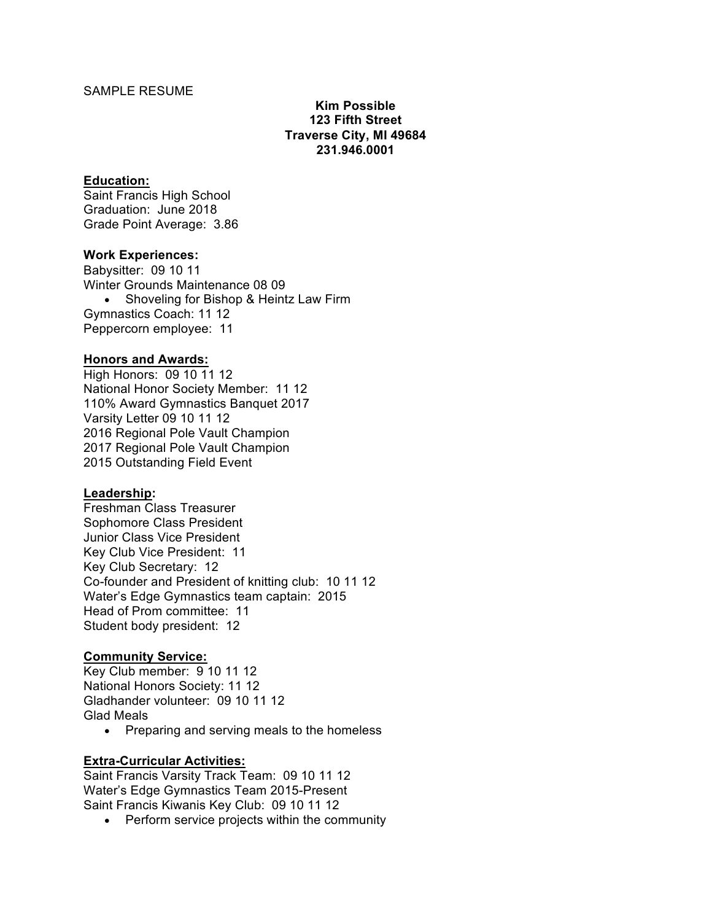SAMPLE RESUME

**Kim Possible**
**123 Fifth Street**
**Traverse City, MI 49684**
**231.946.0001**

**Education:**

Saint Francis High School
Graduation: June 2018
Grade Point Average: 3.86

**Work Experiences:**

Babysitter: 09 10 11
Winter Grounds Maintenance 08 09

- Shoveling for Bishop & Heintz Law Firm

Gymnastics Coach: 11 12
Peppercorn employee: 11

**Honors and Awards:**

High Honors: 09 10 11 12
National Honor Society Member: 11 12
110% Award Gymnastics Banquet 2017
Varsity Letter 09 10 11 12
2016 Regional Pole Vault Champion
2017 Regional Pole Vault Champion
2015 Outstanding Field Event

**Leadership:**

Freshman Class Treasurer
Sophomore Class President
Junior Class Vice President
Key Club Vice President: 11
Key Club Secretary: 12
Co-founder and President of knitting club: 10 11 12
Water's Edge Gymnastics team captain: 2015
Head of Prom committee: 11
Student body president: 12

**Community Service:**

Key Club member: 9 10 11 12
National Honors Society: 11 12
Gladhander volunteer: 09 10 11 12
Glad Meals

- Preparing and serving meals to the homeless

**Extra-Curricular Activities:**

Saint Francis Varsity Track Team: 09 10 11 12
Water's Edge Gymnastics Team 2015-Present
Saint Francis Kiwanis Key Club: 09 10 11 12

- Perform service projects within the community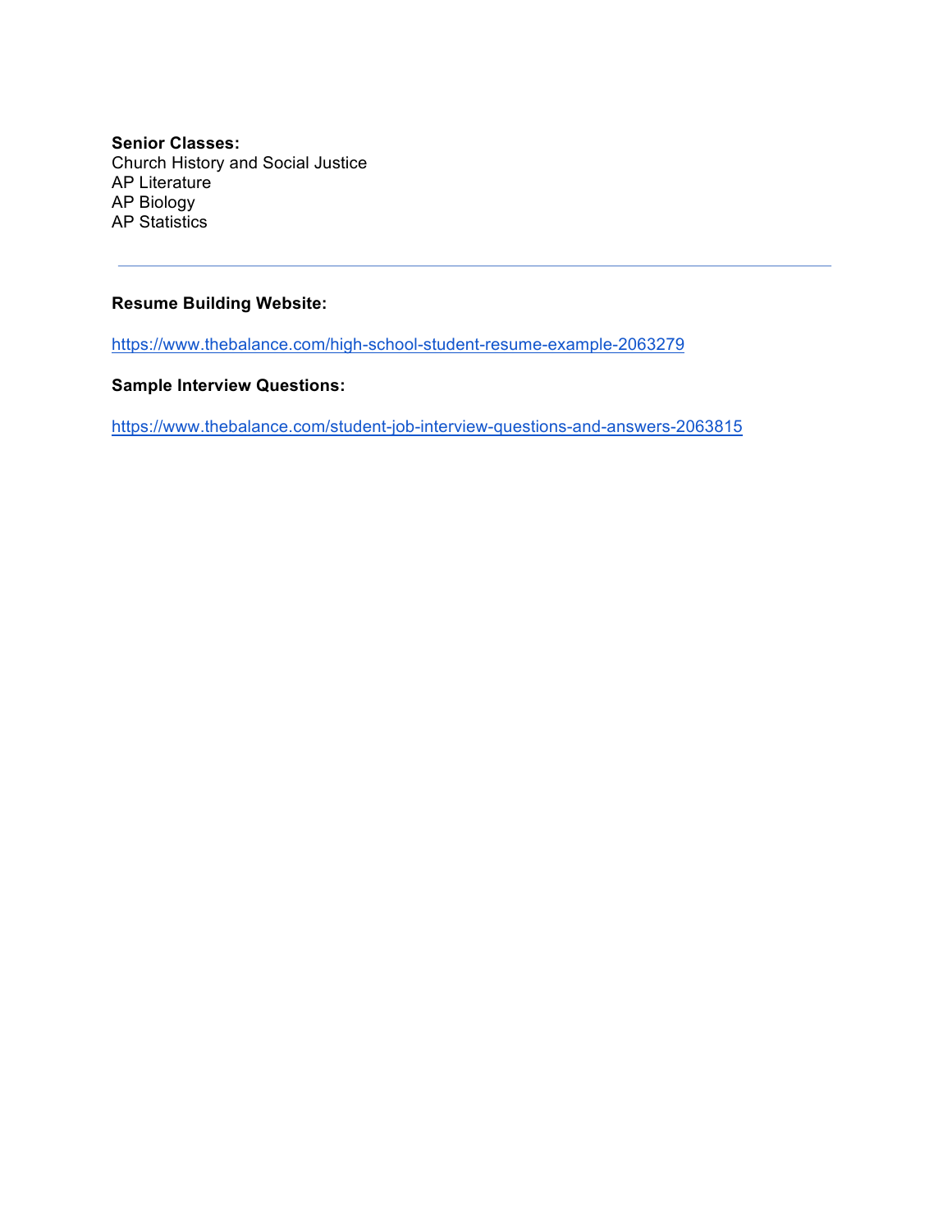**Senior Classes:**
Church History and Social Justice
AP Literature
AP Biology
AP Statistics

---

**Resume Building Website:**

https://www.thebalance.com/high-school-student-resume-example-2063279

**Sample Interview Questions:**

https://www.thebalance.com/student-job-interview-questions-and-answers-2063815